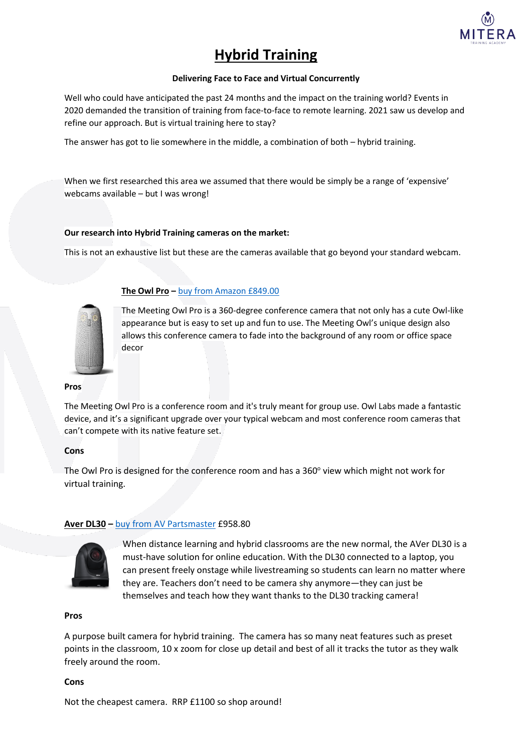# Hybrid Training

**Delivering Face to Face and Virtual Concurrently**

Well who could have anticipated the past 24 months and the impact on the training world? Events in 2020 demanded the transition of training from face-to-face to remote learning. 2021 saw us develop and refine our approach. But is virtual training here to stay?

The answer has got to lie somewhere in the middle, a combination of both – hybrid training.

When we first researched this area we assumed that there would be simply be a range of 'expensive' webcams available – but I was wrong!

**Our research into Hybrid Training cameras on the market:**

This is not an exhaustive list but these are the cameras available that go beyond your standard webcam.

## The Owl Pro – buy from Amazon £849.00

The Meeting Owl Pro is a 360-degree conference camera that not only has a cute Owl-like appearance but is easy to set up and fun to use. The Meeting Owl's unique design also allows this conference camera to fade into the background of any room or office space decor

**Pros**

The Meeting Owl Pro is a conference room and it's truly meant for group use. Owl Labs made a fantastic device, and it's a significant upgrade over your typical webcam and most conference room cameras that can't compete with its native feature set.

**Cons**

The Owl Pro is designed for the conference room and has a 360° view which might not work for virtual training.

## Aver DL30 – buy from AV Partsmaster £958.80

When distance learning and hybrid classrooms are the new normal, the AVer DL30 is a must-have solution for online education. With the DL30 connected to a laptop, you can present freely onstage while livestreaming so students can learn no matter where they are. Teachers don't need to be camera shy anymore—they can just be themselves and teach how they want thanks to the DL30 tracking camera!

**Pros**

A purpose built camera for hybrid training. The camera has so many neat features such as preset points in the classroom, 10 x zoom for close up detail and best of all it tracks the tutor as they walk freely around the room.

**Cons**

Not the cheapest camera. RRP £1100 so shop around!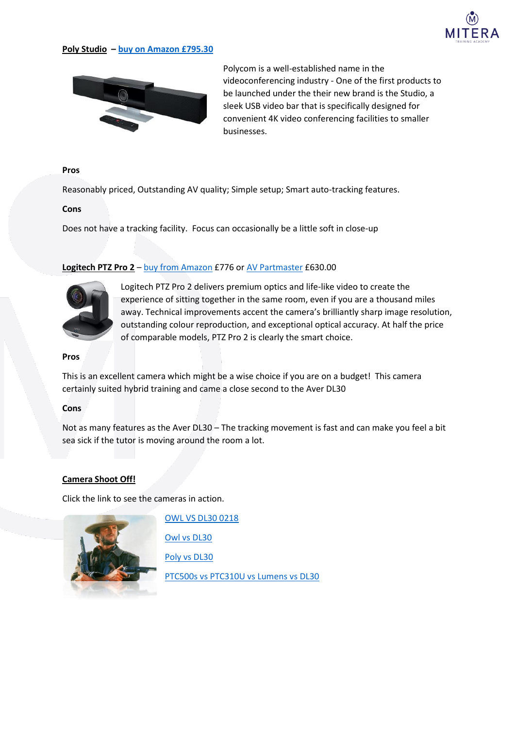**Poly Studio** – buy on Amazon £795.30

Polycom is a well-established name in the videoconferencing industry - One of the first products to be launched under the their new brand is the Studio, a sleek USB video bar that is specifically designed for convenient 4K video conferencing facilities to smaller businesses.

**Pros**

Reasonably priced, Outstanding AV quality; Simple setup; Smart auto-tracking features.

**Cons**

Does not have a tracking facility. Focus can occasionally be a little soft in close-up

**Logitech PTZ Pro 2** – buy from Amazon £776 or AV Partmaster £630.00

Logitech PTZ Pro 2 delivers premium optics and life-like video to create the experience of sitting together in the same room, even if you are a thousand miles away. Technical improvements accent the camera's brilliantly sharp image resolution, outstanding colour reproduction, and exceptional optical accuracy. At half the price of comparable models, PTZ Pro 2 is clearly the smart choice.

**Pros**

This is an excellent camera which might be a wise choice if you are on a budget! This camera certainly suited hybrid training and came a close second to the Aver DL30

**Cons**

Not as many features as the Aver DL30 – The tracking movement is fast and can make you feel a bit sea sick if the tutor is moving around the room a lot.

**Camera Shoot Off!**

Click the link to see the cameras in action.

OWL VS DL30 0218

Owl vs DL30

Poly vs DL30

PTC500s vs PTC310U vs Lumens vs DL30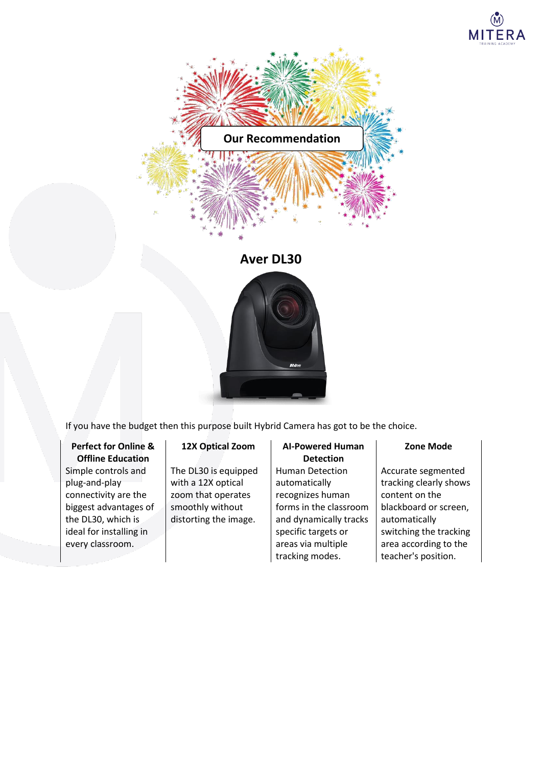## Our Recommendation

### Aver DL30

If you have the budget then this purpose built Hybrid Camera has got to be the choice.

| Perfect for Online & Offline Education | 12X Optical Zoom | AI-Powered Human Detection | Zone Mode |
|---|---|---|---|
| Simple controls and plug-and-play connectivity are the biggest advantages of the DL30, which is ideal for installing in every classroom. | The DL30 is equipped with a 12X optical zoom that operates smoothly without distorting the image. | Human Detection automatically recognizes human forms in the classroom and dynamically tracks specific targets or areas via multiple tracking modes. | Accurate segmented tracking clearly shows content on the blackboard or screen, automatically switching the tracking area according to the teacher's position. |